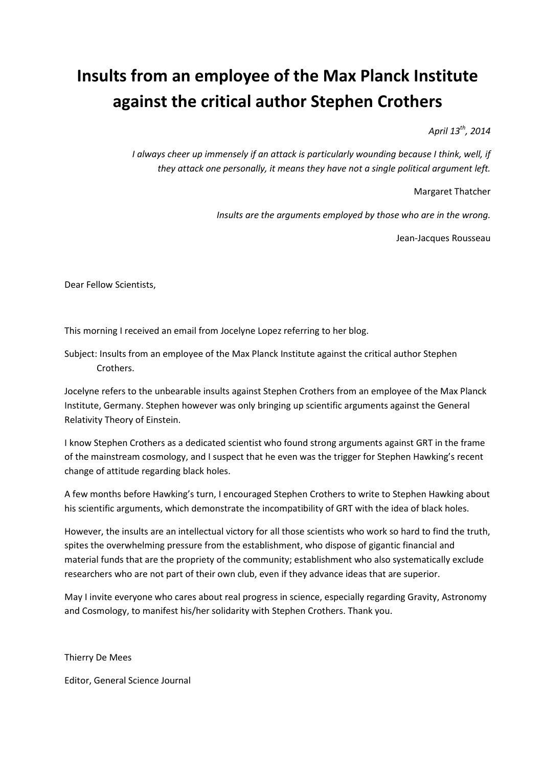# Insults from an employee of the Max Planck Institute against the critical author Stephen Crothers

*April 13th, 2014*

*I always cheer up immensely if an attack is particularly wounding because I think, well, if they attack one personally, it means they have not a single political argument left.*

Margaret Thatcher

*Insults are the arguments employed by those who are in the wrong.*

Jean-Jacques Rousseau

Dear Fellow Scientists,

This morning I received an email from Jocelyne Lopez referring to her blog.

Subject: Insults from an employee of the Max Planck Institute against the critical author Stephen Crothers.

Jocelyne refers to the unbearable insults against Stephen Crothers from an employee of the Max Planck Institute, Germany. Stephen however was only bringing up scientific arguments against the General Relativity Theory of Einstein.

I know Stephen Crothers as a dedicated scientist who found strong arguments against GRT in the frame of the mainstream cosmology, and I suspect that he even was the trigger for Stephen Hawking's recent change of attitude regarding black holes.

A few months before Hawking's turn, I encouraged Stephen Crothers to write to Stephen Hawking about his scientific arguments, which demonstrate the incompatibility of GRT with the idea of black holes.

However, the insults are an intellectual victory for all those scientists who work so hard to find the truth, spites the overwhelming pressure from the establishment, who dispose of gigantic financial and material funds that are the propriety of the community; establishment who also systematically exclude researchers who are not part of their own club, even if they advance ideas that are superior.

May I invite everyone who cares about real progress in science, especially regarding Gravity, Astronomy and Cosmology, to manifest his/her solidarity with Stephen Crothers. Thank you.

Thierry De Mees

Editor, General Science Journal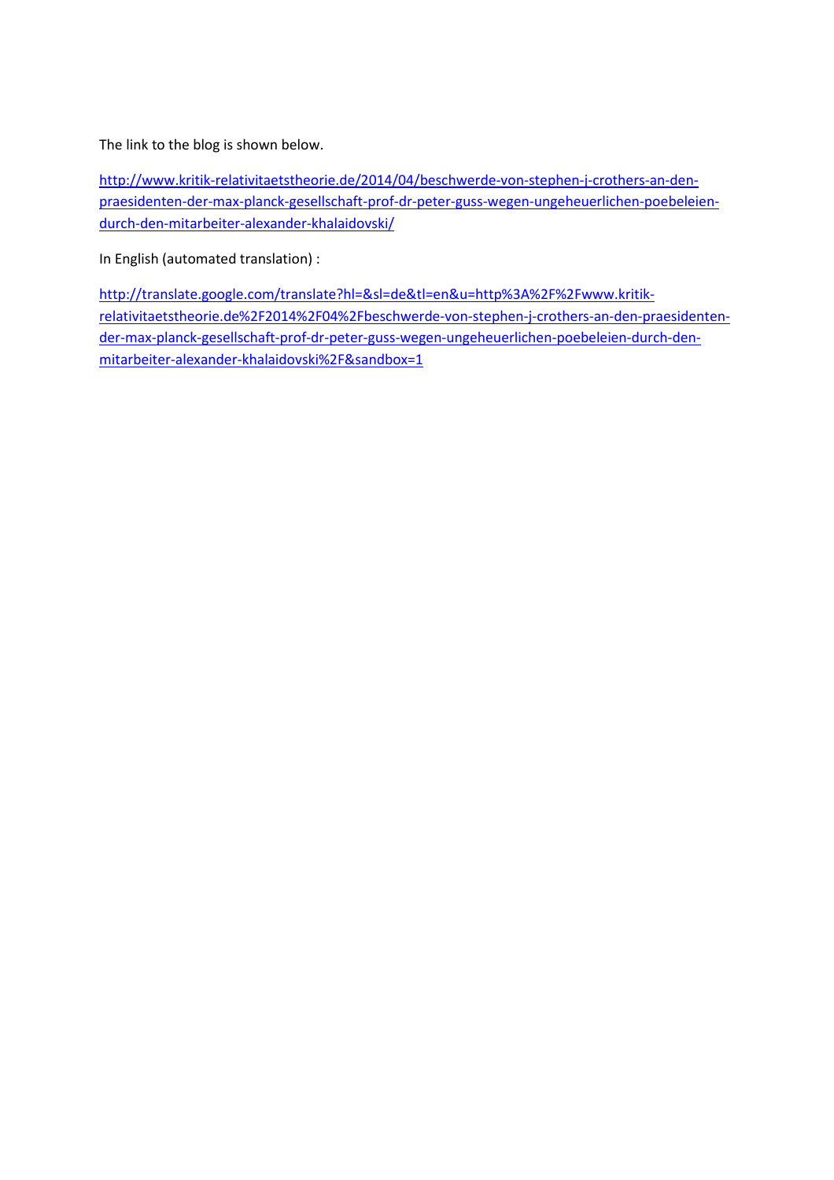The link to the blog is shown below.

http://www.kritik-relativitaetstheorie.de/2014/04/beschwerde-von-stephen-j-crothers-an-den-praesidenten-der-max-planck-gesellschaft-prof-dr-peter-guss-wegen-ungeheuerlichen-poebeleien-durch-den-mitarbeiter-alexander-khalaidovski/

In English (automated translation) :

http://translate.google.com/translate?hl=&sl=de&tl=en&u=http%3A%2F%2Fwww.kritik-relativitaetstheorie.de%2F2014%2F04%2Fbeschwerde-von-stephen-j-crothers-an-den-praesidenten-der-max-planck-gesellschaft-prof-dr-peter-guss-wegen-ungeheuerlichen-poebeleien-durch-den-mitarbeiter-alexander-khalaidovski%2F&sandbox=1